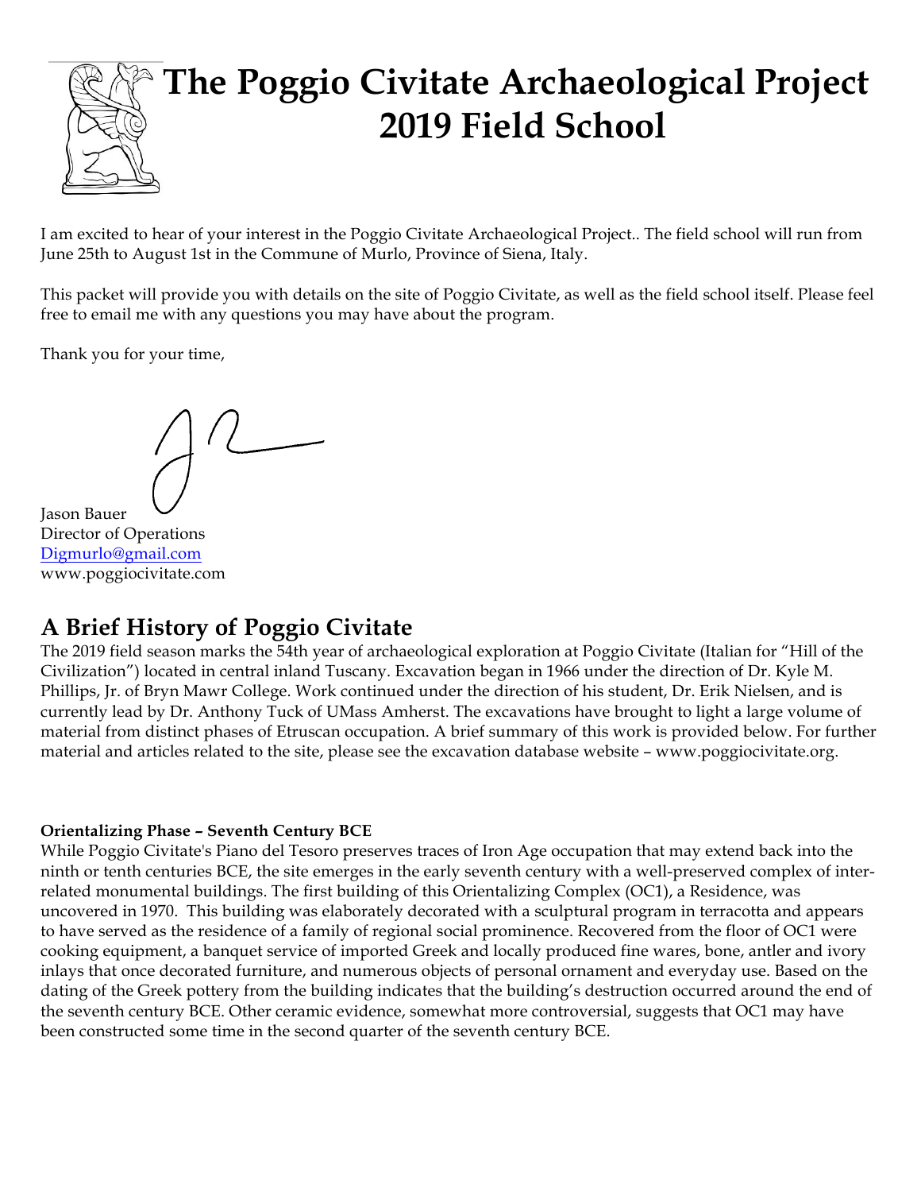# The Poggio Civitate Archaeological Project 2019 Field School

I am excited to hear of your interest in the Poggio Civitate Archaeological Project.. The field school will run from June 25th to August 1st in the Commune of Murlo, Province of Siena, Italy.

This packet will provide you with details on the site of Poggio Civitate, as well as the field school itself. Please feel free to email me with any questions you may have about the program.

Thank you for your time,

Jason Bauer
Director of Operations
Digmurlo@gmail.com
www.poggiocivitate.com

## A Brief History of Poggio Civitate

The 2019 field season marks the 54th year of archaeological exploration at Poggio Civitate (Italian for "Hill of the Civilization") located in central inland Tuscany. Excavation began in 1966 under the direction of Dr. Kyle M. Phillips, Jr. of Bryn Mawr College. Work continued under the direction of his student, Dr. Erik Nielsen, and is currently lead by Dr. Anthony Tuck of UMass Amherst. The excavations have brought to light a large volume of material from distinct phases of Etruscan occupation. A brief summary of this work is provided below. For further material and articles related to the site, please see the excavation database website – www.poggiocivitate.org.

**Orientalizing Phase – Seventh Century BCE**

While Poggio Civitate's Piano del Tesoro preserves traces of Iron Age occupation that may extend back into the ninth or tenth centuries BCE, the site emerges in the early seventh century with a well-preserved complex of inter-related monumental buildings. The first building of this Orientalizing Complex (OC1), a Residence, was uncovered in 1970. This building was elaborately decorated with a sculptural program in terracotta and appears to have served as the residence of a family of regional social prominence. Recovered from the floor of OC1 were cooking equipment, a banquet service of imported Greek and locally produced fine wares, bone, antler and ivory inlays that once decorated furniture, and numerous objects of personal ornament and everyday use. Based on the dating of the Greek pottery from the building indicates that the building's destruction occurred around the end of the seventh century BCE. Other ceramic evidence, somewhat more controversial, suggests that OC1 may have been constructed some time in the second quarter of the seventh century BCE.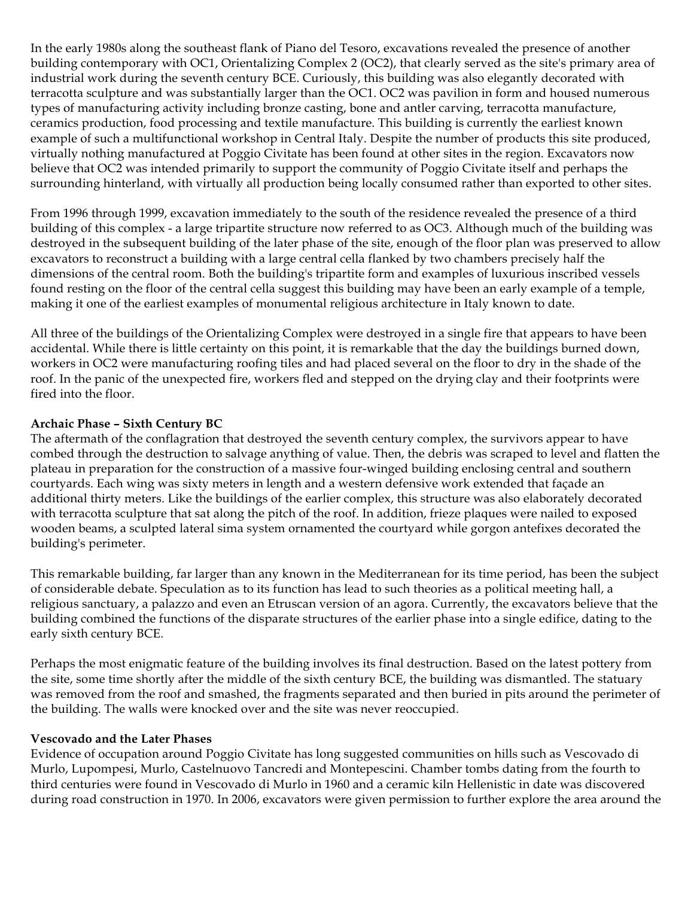In the early 1980s along the southeast flank of Piano del Tesoro, excavations revealed the presence of another building contemporary with OC1, Orientalizing Complex 2 (OC2), that clearly served as the site's primary area of industrial work during the seventh century BCE. Curiously, this building was also elegantly decorated with terracotta sculpture and was substantially larger than the OC1. OC2 was pavilion in form and housed numerous types of manufacturing activity including bronze casting, bone and antler carving, terracotta manufacture, ceramics production, food processing and textile manufacture. This building is currently the earliest known example of such a multifunctional workshop in Central Italy. Despite the number of products this site produced, virtually nothing manufactured at Poggio Civitate has been found at other sites in the region. Excavators now believe that OC2 was intended primarily to support the community of Poggio Civitate itself and perhaps the surrounding hinterland, with virtually all production being locally consumed rather than exported to other sites.

From 1996 through 1999, excavation immediately to the south of the residence revealed the presence of a third building of this complex - a large tripartite structure now referred to as OC3. Although much of the building was destroyed in the subsequent building of the later phase of the site, enough of the floor plan was preserved to allow excavators to reconstruct a building with a large central cella flanked by two chambers precisely half the dimensions of the central room. Both the building's tripartite form and examples of luxurious inscribed vessels found resting on the floor of the central cella suggest this building may have been an early example of a temple, making it one of the earliest examples of monumental religious architecture in Italy known to date.

All three of the buildings of the Orientalizing Complex were destroyed in a single fire that appears to have been accidental. While there is little certainty on this point, it is remarkable that the day the buildings burned down, workers in OC2 were manufacturing roofing tiles and had placed several on the floor to dry in the shade of the roof. In the panic of the unexpected fire, workers fled and stepped on the drying clay and their footprints were fired into the floor.

**Archaic Phase – Sixth Century BC**

The aftermath of the conflagration that destroyed the seventh century complex, the survivors appear to have combed through the destruction to salvage anything of value. Then, the debris was scraped to level and flatten the plateau in preparation for the construction of a massive four-winged building enclosing central and southern courtyards. Each wing was sixty meters in length and a western defensive work extended that façade an additional thirty meters. Like the buildings of the earlier complex, this structure was also elaborately decorated with terracotta sculpture that sat along the pitch of the roof. In addition, frieze plaques were nailed to exposed wooden beams, a sculpted lateral sima system ornamented the courtyard while gorgon antefixes decorated the building's perimeter.

This remarkable building, far larger than any known in the Mediterranean for its time period, has been the subject of considerable debate. Speculation as to its function has lead to such theories as a political meeting hall, a religious sanctuary, a palazzo and even an Etruscan version of an agora. Currently, the excavators believe that the building combined the functions of the disparate structures of the earlier phase into a single edifice, dating to the early sixth century BCE.

Perhaps the most enigmatic feature of the building involves its final destruction. Based on the latest pottery from the site, some time shortly after the middle of the sixth century BCE, the building was dismantled. The statuary was removed from the roof and smashed, the fragments separated and then buried in pits around the perimeter of the building. The walls were knocked over and the site was never reoccupied.

**Vescovado and the Later Phases**

Evidence of occupation around Poggio Civitate has long suggested communities on hills such as Vescovado di Murlo, Lupompesi, Murlo, Castelnuovo Tancredi and Montepescini. Chamber tombs dating from the fourth to third centuries were found in Vescovado di Murlo in 1960 and a ceramic kiln Hellenistic in date was discovered during road construction in 1970. In 2006, excavators were given permission to further explore the area around the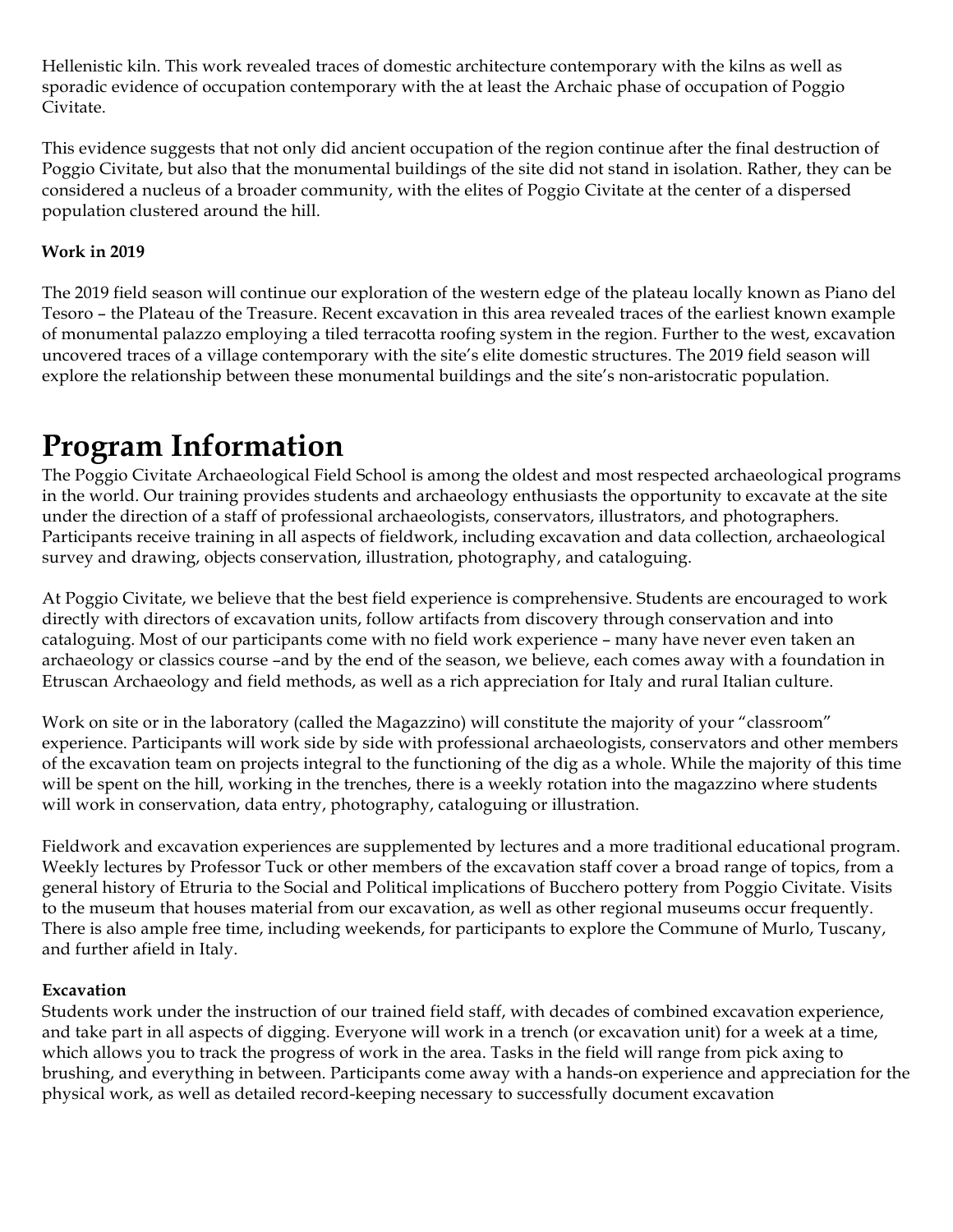Hellenistic kiln. This work revealed traces of domestic architecture contemporary with the kilns as well as sporadic evidence of occupation contemporary with the at least the Archaic phase of occupation of Poggio Civitate.

This evidence suggests that not only did ancient occupation of the region continue after the final destruction of Poggio Civitate, but also that the monumental buildings of the site did not stand in isolation. Rather, they can be considered a nucleus of a broader community, with the elites of Poggio Civitate at the center of a dispersed population clustered around the hill.

**Work in 2019**

The 2019 field season will continue our exploration of the western edge of the plateau locally known as Piano del Tesoro – the Plateau of the Treasure. Recent excavation in this area revealed traces of the earliest known example of monumental palazzo employing a tiled terracotta roofing system in the region. Further to the west, excavation uncovered traces of a village contemporary with the site's elite domestic structures. The 2019 field season will explore the relationship between these monumental buildings and the site's non-aristocratic population.

# Program Information

The Poggio Civitate Archaeological Field School is among the oldest and most respected archaeological programs in the world. Our training provides students and archaeology enthusiasts the opportunity to excavate at the site under the direction of a staff of professional archaeologists, conservators, illustrators, and photographers. Participants receive training in all aspects of fieldwork, including excavation and data collection, archaeological survey and drawing, objects conservation, illustration, photography, and cataloguing.

At Poggio Civitate, we believe that the best field experience is comprehensive. Students are encouraged to work directly with directors of excavation units, follow artifacts from discovery through conservation and into cataloguing. Most of our participants come with no field work experience – many have never even taken an archaeology or classics course –and by the end of the season, we believe, each comes away with a foundation in Etruscan Archaeology and field methods, as well as a rich appreciation for Italy and rural Italian culture.

Work on site or in the laboratory (called the Magazzino) will constitute the majority of your "classroom" experience. Participants will work side by side with professional archaeologists, conservators and other members of the excavation team on projects integral to the functioning of the dig as a whole. While the majority of this time will be spent on the hill, working in the trenches, there is a weekly rotation into the magazzino where students will work in conservation, data entry, photography, cataloguing or illustration.

Fieldwork and excavation experiences are supplemented by lectures and a more traditional educational program. Weekly lectures by Professor Tuck or other members of the excavation staff cover a broad range of topics, from a general history of Etruria to the Social and Political implications of Bucchero pottery from Poggio Civitate. Visits to the museum that houses material from our excavation, as well as other regional museums occur frequently. There is also ample free time, including weekends, for participants to explore the Commune of Murlo, Tuscany, and further afield in Italy.

**Excavation**

Students work under the instruction of our trained field staff, with decades of combined excavation experience, and take part in all aspects of digging. Everyone will work in a trench (or excavation unit) for a week at a time, which allows you to track the progress of work in the area. Tasks in the field will range from pick axing to brushing, and everything in between. Participants come away with a hands-on experience and appreciation for the physical work, as well as detailed record-keeping necessary to successfully document excavation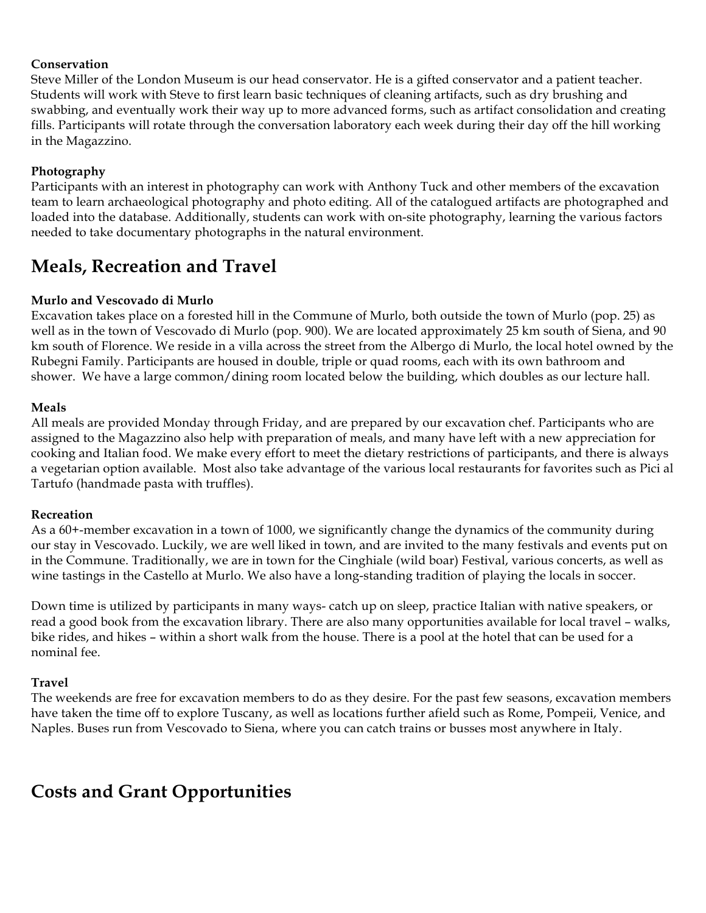**Conservation**
Steve Miller of the London Museum is our head conservator. He is a gifted conservator and a patient teacher. Students will work with Steve to first learn basic techniques of cleaning artifacts, such as dry brushing and swabbing, and eventually work their way up to more advanced forms, such as artifact consolidation and creating fills. Participants will rotate through the conversation laboratory each week during their day off the hill working in the Magazzino.

**Photography**
Participants with an interest in photography can work with Anthony Tuck and other members of the excavation team to learn archaeological photography and photo editing. All of the catalogued artifacts are photographed and loaded into the database. Additionally, students can work with on-site photography, learning the various factors needed to take documentary photographs in the natural environment.

## Meals, Recreation and Travel

**Murlo and Vescovado di Murlo**
Excavation takes place on a forested hill in the Commune of Murlo, both outside the town of Murlo (pop. 25) as well as in the town of Vescovado di Murlo (pop. 900). We are located approximately 25 km south of Siena, and 90 km south of Florence. We reside in a villa across the street from the Albergo di Murlo, the local hotel owned by the Rubegni Family. Participants are housed in double, triple or quad rooms, each with its own bathroom and shower. We have a large common/dining room located below the building, which doubles as our lecture hall.

**Meals**
All meals are provided Monday through Friday, and are prepared by our excavation chef. Participants who are assigned to the Magazzino also help with preparation of meals, and many have left with a new appreciation for cooking and Italian food. We make every effort to meet the dietary restrictions of participants, and there is always a vegetarian option available. Most also take advantage of the various local restaurants for favorites such as Pici al Tartufo (handmade pasta with truffles).

**Recreation**
As a 60+-member excavation in a town of 1000, we significantly change the dynamics of the community during our stay in Vescovado. Luckily, we are well liked in town, and are invited to the many festivals and events put on in the Commune. Traditionally, we are in town for the Cinghiale (wild boar) Festival, various concerts, as well as wine tastings in the Castello at Murlo. We also have a long-standing tradition of playing the locals in soccer.

Down time is utilized by participants in many ways- catch up on sleep, practice Italian with native speakers, or read a good book from the excavation library. There are also many opportunities available for local travel – walks, bike rides, and hikes – within a short walk from the house. There is a pool at the hotel that can be used for a nominal fee.

**Travel**
The weekends are free for excavation members to do as they desire. For the past few seasons, excavation members have taken the time off to explore Tuscany, as well as locations further afield such as Rome, Pompeii, Venice, and Naples. Buses run from Vescovado to Siena, where you can catch trains or busses most anywhere in Italy.

## Costs and Grant Opportunities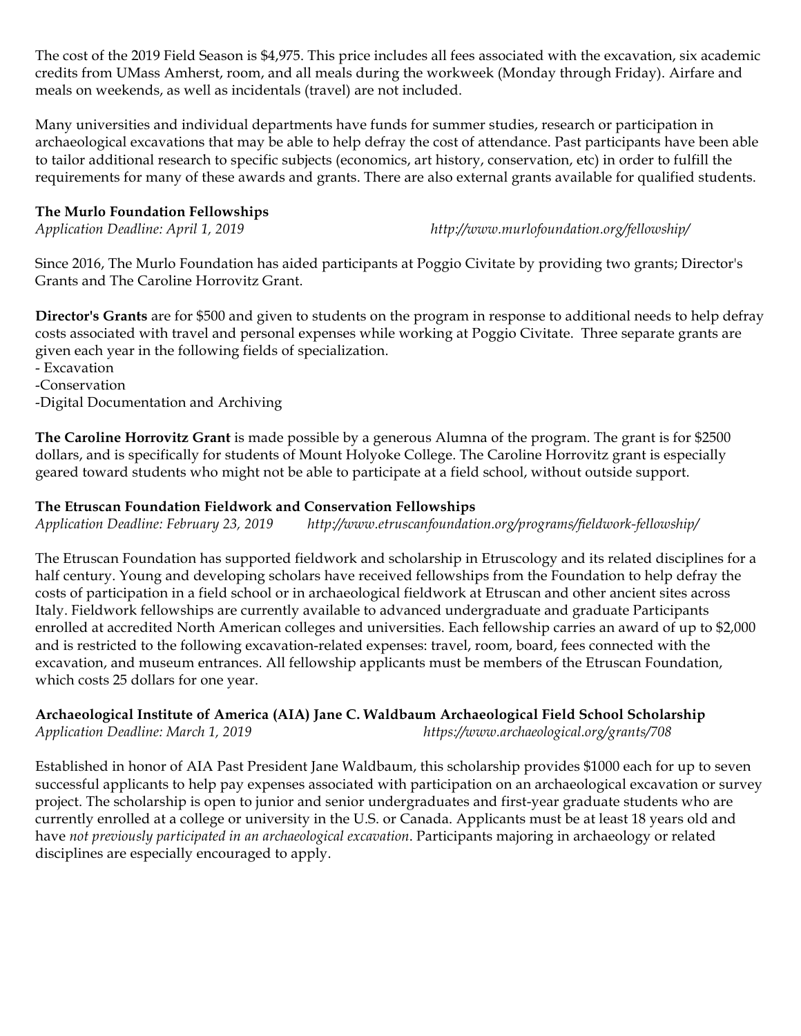The cost of the 2019 Field Season is $4,975. This price includes all fees associated with the excavation, six academic credits from UMass Amherst, room, and all meals during the workweek (Monday through Friday). Airfare and meals on weekends, as well as incidentals (travel) are not included.

Many universities and individual departments have funds for summer studies, research or participation in archaeological excavations that may be able to help defray the cost of attendance. Past participants have been able to tailor additional research to specific subjects (economics, art history, conservation, etc) in order to fulfill the requirements for many of these awards and grants. There are also external grants available for qualified students.

**The Murlo Foundation Fellowships**
*Application Deadline: April 1, 2019* *http://www.murlofoundation.org/fellowship/*

Since 2016, The Murlo Foundation has aided participants at Poggio Civitate by providing two grants; Director's Grants and The Caroline Horrovitz Grant.

**Director's Grants** are for $500 and given to students on the program in response to additional needs to help defray costs associated with travel and personal expenses while working at Poggio Civitate. Three separate grants are given each year in the following fields of specialization.
- Excavation
- Conservation
- Digital Documentation and Archiving

**The Caroline Horrovitz Grant** is made possible by a generous Alumna of the program. The grant is for $2500 dollars, and is specifically for students of Mount Holyoke College. The Caroline Horrovitz grant is especially geared toward students who might not be able to participate at a field school, without outside support.

**The Etruscan Foundation Fieldwork and Conservation Fellowships**
*Application Deadline: February 23, 2019* *http://www.etruscanfoundation.org/programs/fieldwork-fellowship/*

The Etruscan Foundation has supported fieldwork and scholarship in Etruscology and its related disciplines for a half century. Young and developing scholars have received fellowships from the Foundation to help defray the costs of participation in a field school or in archaeological fieldwork at Etruscan and other ancient sites across Italy. Fieldwork fellowships are currently available to advanced undergraduate and graduate Participants enrolled at accredited North American colleges and universities. Each fellowship carries an award of up to $2,000 and is restricted to the following excavation-related expenses: travel, room, board, fees connected with the excavation, and museum entrances. All fellowship applicants must be members of the Etruscan Foundation, which costs 25 dollars for one year.

**Archaeological Institute of America (AIA) Jane C. Waldbaum Archaeological Field School Scholarship**
*Application Deadline: March 1, 2019* *https://www.archaeological.org/grants/708*

Established in honor of AIA Past President Jane Waldbaum, this scholarship provides $1000 each for up to seven successful applicants to help pay expenses associated with participation on an archaeological excavation or survey project. The scholarship is open to junior and senior undergraduates and first-year graduate students who are currently enrolled at a college or university in the U.S. or Canada. Applicants must be at least 18 years old and have *not previously participated in an archaeological excavation*. Participants majoring in archaeology or related disciplines are especially encouraged to apply.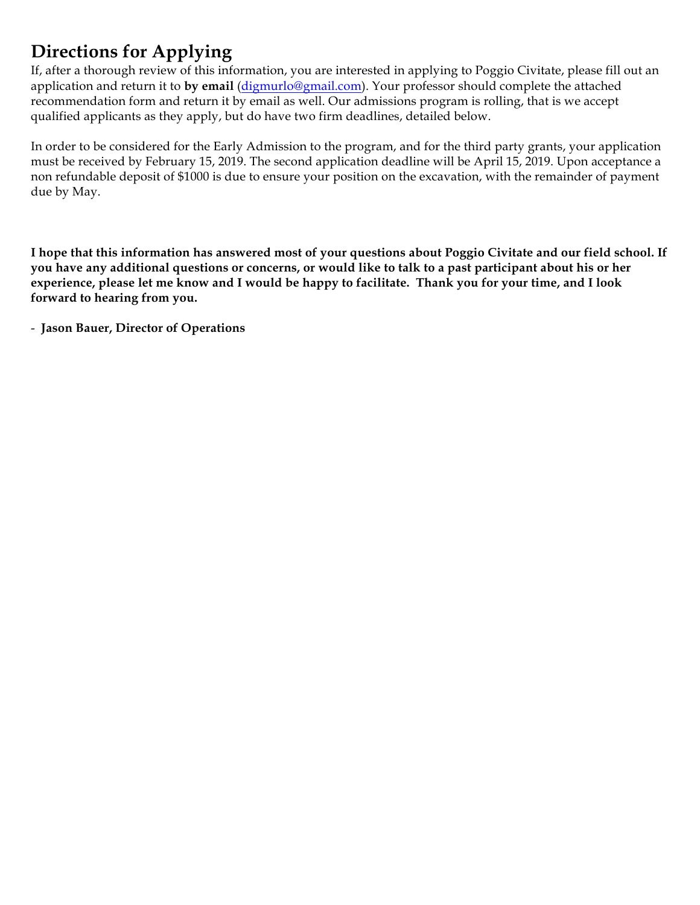## Directions for Applying

If, after a thorough review of this information, you are interested in applying to Poggio Civitate, please fill out an application and return it to **by email** (digmurlo@gmail.com). Your professor should complete the attached recommendation form and return it by email as well. Our admissions program is rolling, that is we accept qualified applicants as they apply, but do have two firm deadlines, detailed below.

In order to be considered for the Early Admission to the program, and for the third party grants, your application must be received by February 15, 2019. The second application deadline will be April 15, 2019. Upon acceptance a non refundable deposit of $1000 is due to ensure your position on the excavation, with the remainder of payment due by May.

**I hope that this information has answered most of your questions about Poggio Civitate and our field school. If you have any additional questions or concerns, or would like to talk to a past participant about his or her experience, please let me know and I would be happy to facilitate. Thank you for your time, and I look forward to hearing from you.**

- **Jason Bauer, Director of Operations**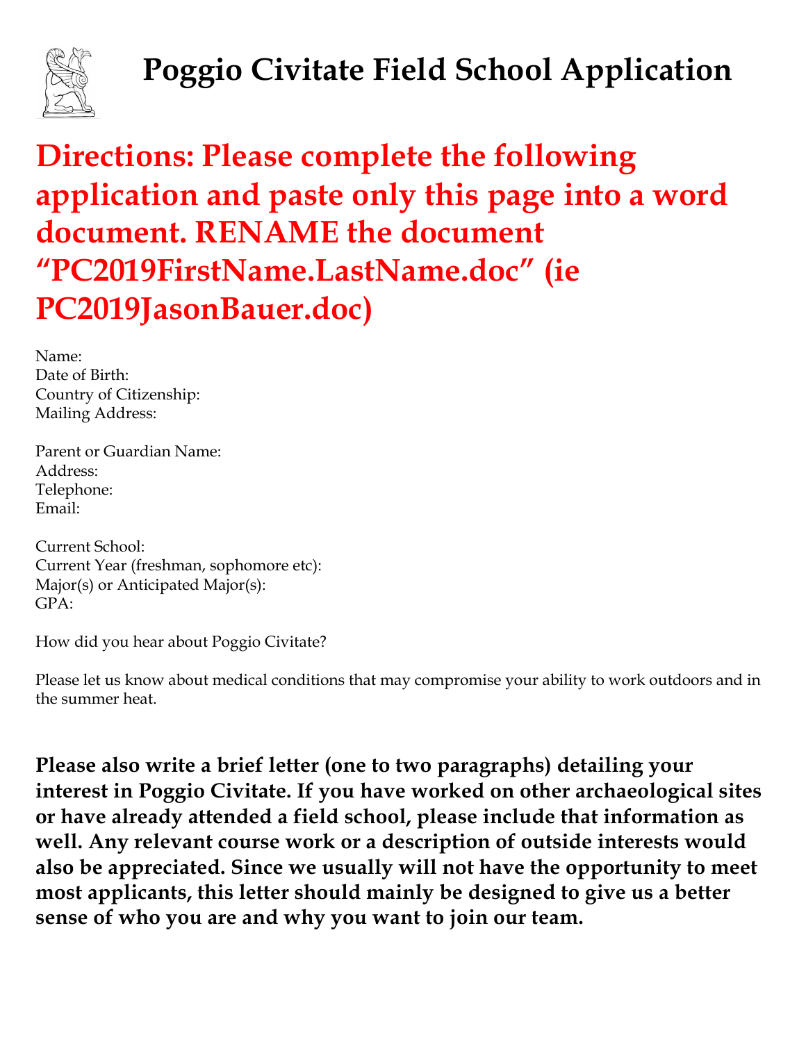# Poggio Civitate Field School Application

**Directions: Please complete the following application and paste only this page into a word document. RENAME the document "PC2019FirstName.LastName.doc" (ie PC2019JasonBauer.doc)**

Name:
Date of Birth:
Country of Citizenship:
Mailing Address:

Parent or Guardian Name:
Address:
Telephone:
Email:

Current School:
Current Year (freshman, sophomore etc):
Major(s) or Anticipated Major(s):
GPA:

How did you hear about Poggio Civitate?

Please let us know about medical conditions that may compromise your ability to work outdoors and in the summer heat.

**Please also write a brief letter (one to two paragraphs) detailing your interest in Poggio Civitate. If you have worked on other archaeological sites or have already attended a field school, please include that information as well. Any relevant course work or a description of outside interests would also be appreciated. Since we usually will not have the opportunity to meet most applicants, this letter should mainly be designed to give us a better sense of who you are and why you want to join our team.**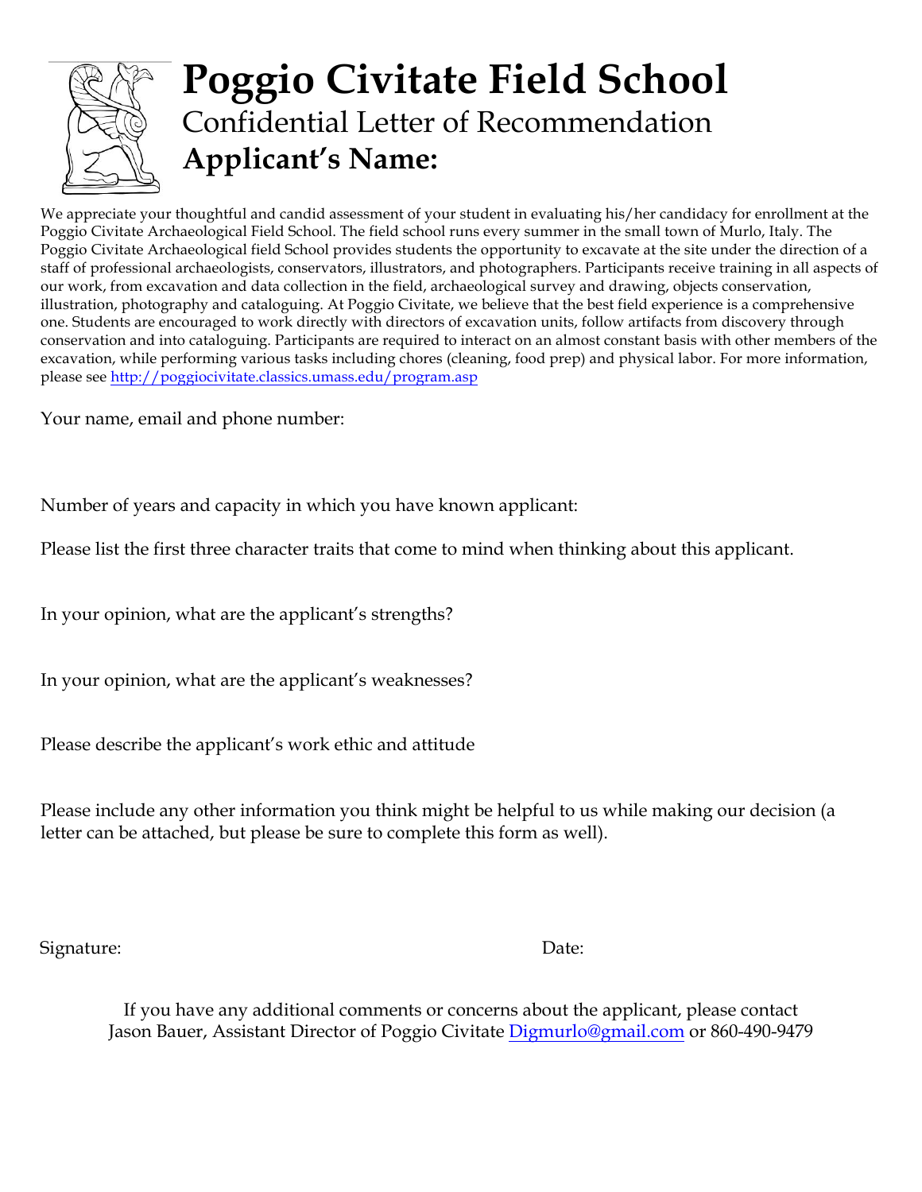# Poggio Civitate Field School

## Confidential Letter of Recommendation

## Applicant's Name:

We appreciate your thoughtful and candid assessment of your student in evaluating his/her candidacy for enrollment at the Poggio Civitate Archaeological Field School. The field school runs every summer in the small town of Murlo, Italy. The Poggio Civitate Archaeological field School provides students the opportunity to excavate at the site under the direction of a staff of professional archaeologists, conservators, illustrators, and photographers. Participants receive training in all aspects of our work, from excavation and data collection in the field, archaeological survey and drawing, objects conservation, illustration, photography and cataloguing. At Poggio Civitate, we believe that the best field experience is a comprehensive one. Students are encouraged to work directly with directors of excavation units, follow artifacts from discovery through conservation and into cataloguing. Participants are required to interact on an almost constant basis with other members of the excavation, while performing various tasks including chores (cleaning, food prep) and physical labor. For more information, please see http://poggiocivitate.classics.umass.edu/program.asp

Your name, email and phone number:

Number of years and capacity in which you have known applicant:

Please list the first three character traits that come to mind when thinking about this applicant.

In your opinion, what are the applicant's strengths?

In your opinion, what are the applicant's weaknesses?

Please describe the applicant's work ethic and attitude

Please include any other information you think might be helpful to us while making our decision (a letter can be attached, but please be sure to complete this form as well).

Signature: Date:

If you have any additional comments or concerns about the applicant, please contact Jason Bauer, Assistant Director of Poggio Civitate Digmurlo@gmail.com or 860-490-9479